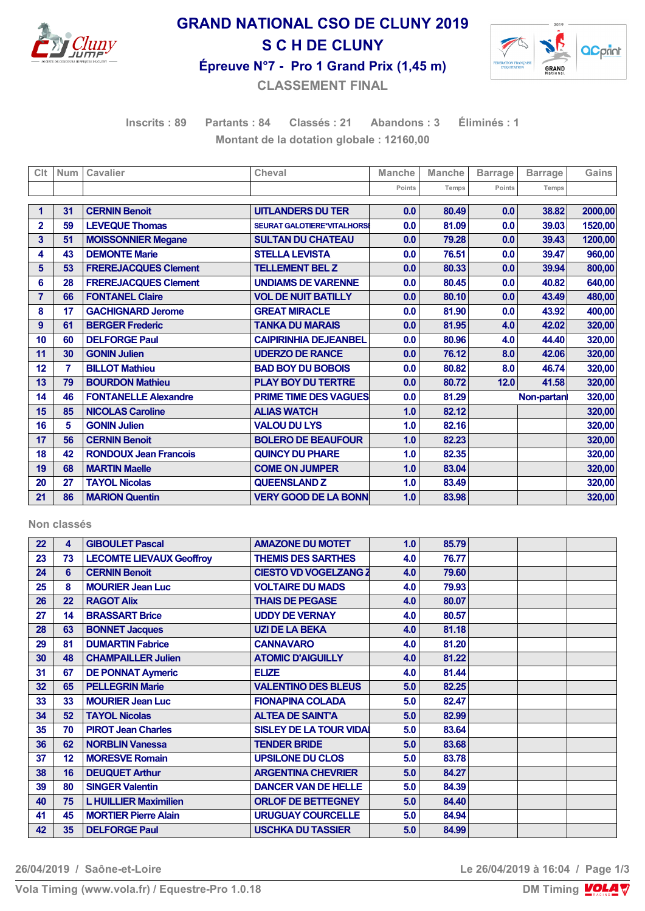# GRAND NATIONAL CSO DE CLUNY 2019

## S C H DE CLUNY

### Épreuve N°7 - Pro 1 Grand Prix (1,45 m)

**CLASSEMENT FINAL**

Inscrits : 89 Partants : 84 Classés : 21 Abandons : 3 Éliminés : 1

Montant de la dotation globale : 12160,00

| Clt | Num | Cavalier | Cheval | Manche | Manche | Barrage | Barrage | Gains |
|---|---|---|---|---|---|---|---|---|
| | | | | Points | Temps | Points | Temps | |
| 1 | 31 | CERNIN Benoit | UITLANDERS DU TER | 0.0 | 80.49 | 0.0 | 38.82 | 2000,00 |
| 2 | 59 | LEVEQUE Thomas | SEURAT GALOTIERE*VITALHORSI | 0.0 | 81.09 | 0.0 | 39.03 | 1520,00 |
| 3 | 51 | MOISSONNIER Megane | SULTAN DU CHATEAU | 0.0 | 79.28 | 0.0 | 39.43 | 1200,00 |
| 4 | 43 | DEMONTE Marie | STELLA LEVISTA | 0.0 | 76.51 | 0.0 | 39.47 | 960,00 |
| 5 | 53 | FREREJACQUES Clement | TELLEMENT BEL Z | 0.0 | 80.33 | 0.0 | 39.94 | 800,00 |
| 6 | 28 | FREREJACQUES Clement | UNDIAMS DE VARENNE | 0.0 | 80.45 | 0.0 | 40.82 | 640,00 |
| 7 | 66 | FONTANEL Claire | VOL DE NUIT BATILLY | 0.0 | 80.10 | 0.0 | 43.49 | 480,00 |
| 8 | 17 | GACHIGNARD Jerome | GREAT MIRACLE | 0.0 | 81.90 | 0.0 | 43.92 | 400,00 |
| 9 | 61 | BERGER Frederic | TANKA DU MARAIS | 0.0 | 81.95 | 4.0 | 42.02 | 320,00 |
| 10 | 60 | DELFORGE Paul | CAIPIRINHIA DEJEANBEL | 0.0 | 80.96 | 4.0 | 44.40 | 320,00 |
| 11 | 30 | GONIN Julien | UDERZO DE RANCE | 0.0 | 76.12 | 8.0 | 42.06 | 320,00 |
| 12 | 7 | BILLOT Mathieu | BAD BOY DU BOBOIS | 0.0 | 80.82 | 8.0 | 46.74 | 320,00 |
| 13 | 79 | BOURDON Mathieu | PLAY BOY DU TERTRE | 0.0 | 80.72 | 12.0 | 41.58 | 320,00 |
| 14 | 46 | FONTANELLE Alexandre | PRIME TIME DES VAGUES | 0.0 | 81.29 | | Non-partan | 320,00 |
| 15 | 85 | NICOLAS Caroline | ALIAS WATCH | 1.0 | 82.12 | | | 320,00 |
| 16 | 5 | GONIN Julien | VALOU DU LYS | 1.0 | 82.16 | | | 320,00 |
| 17 | 56 | CERNIN Benoit | BOLERO DE BEAUFOUR | 1.0 | 82.23 | | | 320,00 |
| 18 | 42 | RONDOUX Jean Francois | QUINCY DU PHARE | 1.0 | 82.35 | | | 320,00 |
| 19 | 68 | MARTIN Maelle | COME ON JUMPER | 1.0 | 83.04 | | | 320,00 |
| 20 | 27 | TAYOL Nicolas | QUEENSLAND Z | 1.0 | 83.49 | | | 320,00 |
| 21 | 86 | MARION Quentin | VERY GOOD DE LA BONN | 1.0 | 83.98 | | | 320,00 |

Non classés

| Clt | Num | Cavalier | Cheval | Manche Points | Manche Temps | Barrage Points | Barrage Temps | Gains |
|---|---|---|---|---|---|---|---|---|
| 22 | 4 | GIBOULET Pascal | AMAZONE DU MOTET | 1.0 | 85.79 | | | |
| 23 | 73 | LECOMTE LIEVAUX Geoffroy | THEMIS DES SARTHES | 4.0 | 76.77 | | | |
| 24 | 6 | CERNIN Benoit | CIESTO VD VOGELZANG Z | 4.0 | 79.60 | | | |
| 25 | 8 | MOURIER Jean Luc | VOLTAIRE DU MADS | 4.0 | 79.93 | | | |
| 26 | 22 | RAGOT Alix | THAIS DE PEGASE | 4.0 | 80.07 | | | |
| 27 | 14 | BRASSART Brice | UDDY DE VERNAY | 4.0 | 80.57 | | | |
| 28 | 63 | BONNET Jacques | UZI DE LA BEKA | 4.0 | 81.18 | | | |
| 29 | 81 | DUMARTIN Fabrice | CANNAVARO | 4.0 | 81.20 | | | |
| 30 | 48 | CHAMPAILLER Julien | ATOMIC D'AIGUILLY | 4.0 | 81.22 | | | |
| 31 | 67 | DE PONNAT Aymeric | ELIZE | 4.0 | 81.44 | | | |
| 32 | 65 | PELLEGRIN Marie | VALENTINO DES BLEUS | 5.0 | 82.25 | | | |
| 33 | 33 | MOURIER Jean Luc | FIONAPINA COLADA | 5.0 | 82.47 | | | |
| 34 | 52 | TAYOL Nicolas | ALTEA DE SAINT'A | 5.0 | 82.99 | | | |
| 35 | 70 | PIROT Jean Charles | SISLEY DE LA TOUR VIDAI | 5.0 | 83.64 | | | |
| 36 | 62 | NORBLIN Vanessa | TENDER BRIDE | 5.0 | 83.68 | | | |
| 37 | 12 | MORESVE Romain | UPSILONE DU CLOS | 5.0 | 83.78 | | | |
| 38 | 16 | DEUQUET Arthur | ARGENTINA CHEVRIER | 5.0 | 84.27 | | | |
| 39 | 80 | SINGER Valentin | DANCER VAN DE HELLE | 5.0 | 84.39 | | | |
| 40 | 75 | L HUILLIER Maximilien | ORLOF DE BETTEGNEY | 5.0 | 84.40 | | | |
| 41 | 45 | MORTIER Pierre Alain | URUGUAY COURCELLE | 5.0 | 84.94 | | | |
| 42 | 35 | DELFORGE Paul | USCHKA DU TASSIER | 5.0 | 84.99 | | | |

26/04/2019 / Saône-et-Loire — Le 26/04/2019 à 16:04

Vola Timing (www.vola.fr) / Equestre-Pro 1.0.18 — DM Timing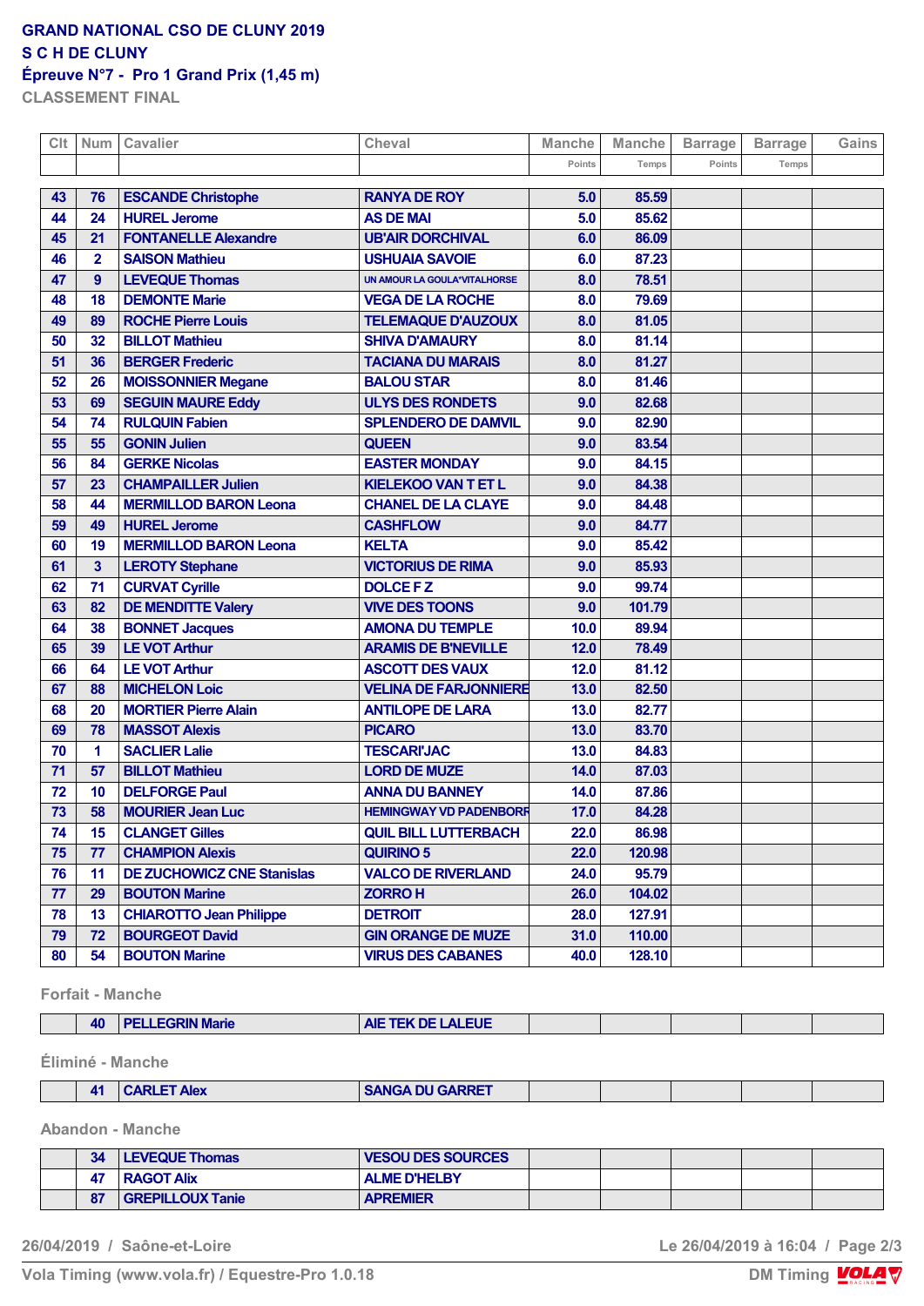**GRAND NATIONAL CSO DE CLUNY 2019**
**S C H DE CLUNY**
**Épreuve N°7 - Pro 1 Grand Prix (1,45 m)**
**CLASSEMENT FINAL**

| Clt | Num | Cavalier | Cheval | Manche | Manche | Barrage | Barrage | Gains |
|---|---|---|---|---|---|---|---|---|
| | | | | Points | Temps | Points | Temps | |
| 43 | 76 | ESCANDE Christophe | RANYA DE ROY | 5.0 | 85.59 | | | |
| 44 | 24 | HUREL Jerome | AS DE MAI | 5.0 | 85.62 | | | |
| 45 | 21 | FONTANELLE Alexandre | UB'AIR DORCHIVAL | 6.0 | 86.09 | | | |
| 46 | 2 | SAISON Mathieu | USHUAIA SAVOIE | 6.0 | 87.23 | | | |
| 47 | 9 | LEVEQUE Thomas | UN AMOUR LA GOULA*VITALHORSE | 8.0 | 78.51 | | | |
| 48 | 18 | DEMONTE Marie | VEGA DE LA ROCHE | 8.0 | 79.69 | | | |
| 49 | 89 | ROCHE Pierre Louis | TELEMAQUE D'AUZOUX | 8.0 | 81.05 | | | |
| 50 | 32 | BILLOT Mathieu | SHIVA D'AMAURY | 8.0 | 81.14 | | | |
| 51 | 36 | BERGER Frederic | TACIANA DU MARAIS | 8.0 | 81.27 | | | |
| 52 | 26 | MOISSONNIER Megane | BALOU STAR | 8.0 | 81.46 | | | |
| 53 | 69 | SEGUIN MAURE Eddy | ULYS DES RONDETS | 9.0 | 82.68 | | | |
| 54 | 74 | RULQUIN Fabien | SPLENDERO DE DAMVIL | 9.0 | 82.90 | | | |
| 55 | 55 | GONIN Julien | QUEEN | 9.0 | 83.54 | | | |
| 56 | 84 | GERKE Nicolas | EASTER MONDAY | 9.0 | 84.15 | | | |
| 57 | 23 | CHAMPAILLER Julien | KIELEKOO VAN T ET L | 9.0 | 84.38 | | | |
| 58 | 44 | MERMILLOD BARON Leona | CHANEL DE LA CLAYE | 9.0 | 84.48 | | | |
| 59 | 49 | HUREL Jerome | CASHFLOW | 9.0 | 84.77 | | | |
| 60 | 19 | MERMILLOD BARON Leona | KELTA | 9.0 | 85.42 | | | |
| 61 | 3 | LEROTY Stephane | VICTORIUS DE RIMA | 9.0 | 85.93 | | | |
| 62 | 71 | CURVAT Cyrille | DOLCE F Z | 9.0 | 99.74 | | | |
| 63 | 82 | DE MENDITTE Valery | VIVE DES TOONS | 9.0 | 101.79 | | | |
| 64 | 38 | BONNET Jacques | AMONA DU TEMPLE | 10.0 | 89.94 | | | |
| 65 | 39 | LE VOT Arthur | ARAMIS DE B'NEVILLE | 12.0 | 78.49 | | | |
| 66 | 64 | LE VOT Arthur | ASCOTT DES VAUX | 12.0 | 81.12 | | | |
| 67 | 88 | MICHELON Loic | VELINA DE FARJONNIERE | 13.0 | 82.50 | | | |
| 68 | 20 | MORTIER Pierre Alain | ANTILOPE DE LARA | 13.0 | 82.77 | | | |
| 69 | 78 | MASSOT Alexis | PICARO | 13.0 | 83.70 | | | |
| 70 | 1 | SACLIER Lalie | TESCARI'JAC | 13.0 | 84.83 | | | |
| 71 | 57 | BILLOT Mathieu | LORD DE MUZE | 14.0 | 87.03 | | | |
| 72 | 10 | DELFORGE Paul | ANNA DU BANNEY | 14.0 | 87.86 | | | |
| 73 | 58 | MOURIER Jean Luc | HEMINGWAY VD PADENBORR | 17.0 | 84.28 | | | |
| 74 | 15 | CLANGET Gilles | QUIL BILL LUTTERBACH | 22.0 | 86.98 | | | |
| 75 | 77 | CHAMPION Alexis | QUIRINO 5 | 22.0 | 120.98 | | | |
| 76 | 11 | DE ZUCHOWICZ CNE Stanislas | VALCO DE RIVERLAND | 24.0 | 95.79 | | | |
| 77 | 29 | BOUTON Marine | ZORRO H | 26.0 | 104.02 | | | |
| 78 | 13 | CHIAROTTO Jean Philippe | DETROIT | 28.0 | 127.91 | | | |
| 79 | 72 | BOURGEOT David | GIN ORANGE DE MUZE | 31.0 | 110.00 | | | |
| 80 | 54 | BOUTON Marine | VIRUS DES CABANES | 40.0 | 128.10 | | | |

**Forfait - Manche**

| Clt | Num | Cavalier | Cheval | Manche | Manche | Barrage | Barrage | Gains |
|---|---|---|---|---|---|---|---|---|
| | 40 | PELLEGRIN Marie | AIE TEK DE LALEUE | | | | | |

**Éliminé - Manche**

| Clt | Num | Cavalier | Cheval | Manche | Manche | Barrage | Barrage | Gains |
|---|---|---|---|---|---|---|---|---|
| | 41 | CARLET Alex | SANGA DU GARRET | | | | | |

**Abandon - Manche**

| Clt | Num | Cavalier | Cheval | Manche | Manche | Barrage | Barrage | Gains |
|---|---|---|---|---|---|---|---|---|
| | 34 | LEVEQUE Thomas | VESOU DES SOURCES | | | | | |
| | 47 | RAGOT Alix | ALME D'HELBY | | | | | |
| | 87 | GREPILLOUX Tanie | APREMIER | | | | | |

26/04/2019 / Saône-et-Loire — Le 26/04/2019 à 16:04

Vola Timing (www.vola.fr) / Equestre-Pro 1.0.18 — DM Timing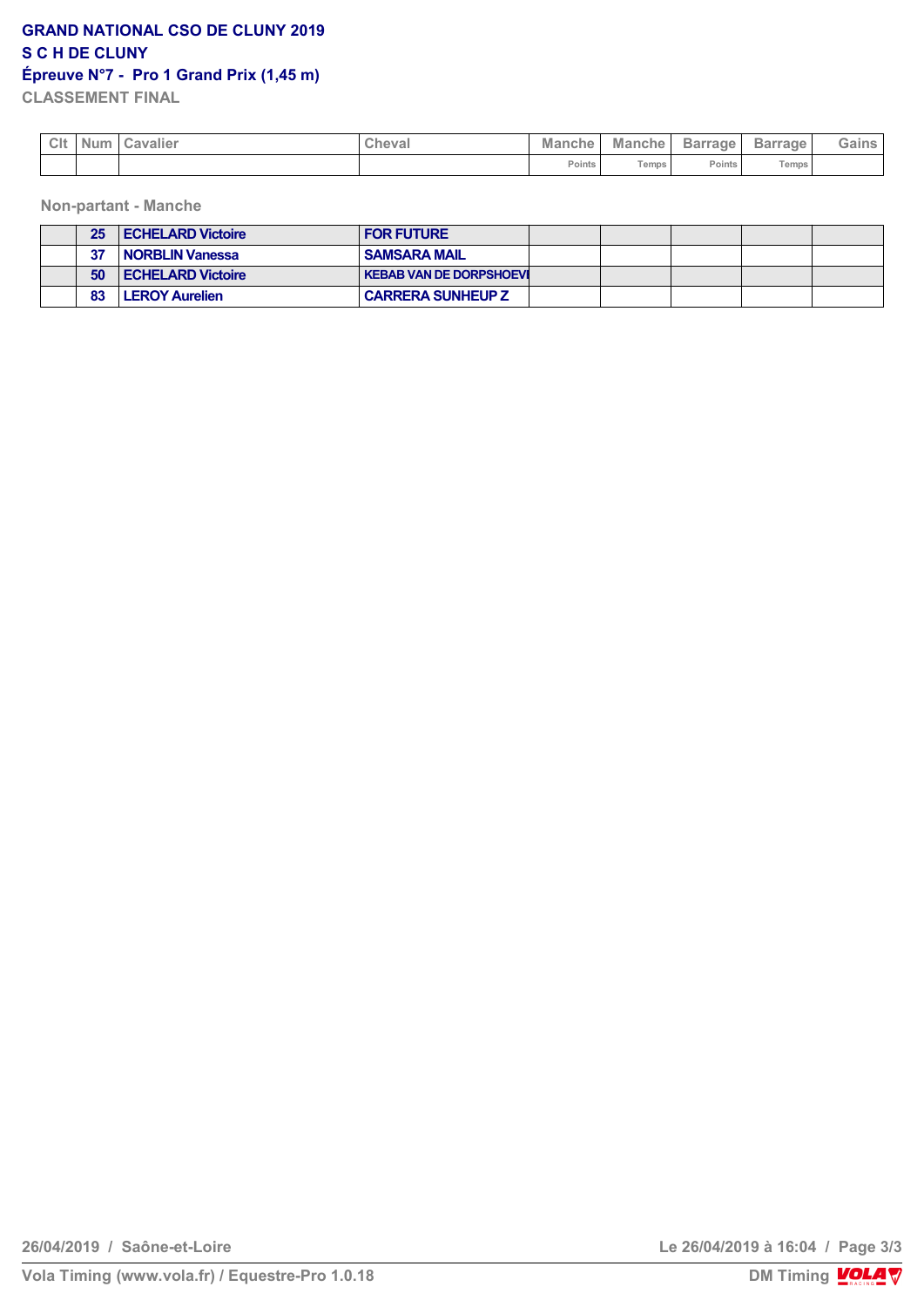**GRAND NATIONAL CSO DE CLUNY 2019**

**S C H DE CLUNY**

**Épreuve N°7 - Pro 1 Grand Prix (1,45 m)**

**CLASSEMENT FINAL**

| Clt | Num | Cavalier | Cheval | Manche | Manche | Barrage | Barrage | Gains |
|---|---|---|---|---|---|---|---|---|
| | | | | Points | Temps | Points | Temps | |

**Non-partant - Manche**

| Clt | Num | Cavalier | Cheval | Manche Points | Manche Temps | Barrage Points | Barrage Temps | Gains |
|---|---|---|---|---|---|---|---|---|
| | 25 | ECHELARD Victoire | FOR FUTURE | | | | | |
| | 37 | NORBLIN Vanessa | SAMSARA MAIL | | | | | |
| | 50 | ECHELARD Victoire | KEBAB VAN DE DORPSHOEVI | | | | | |
| | 83 | LEROY Aurelien | CARRERA SUNHEUP Z | | | | | |

26/04/2019 / Saône-et-Loire

Le 26/04/2019 à 16:04

Vola Timing (www.vola.fr) / Equestre-Pro 1.0.18

DM Timing